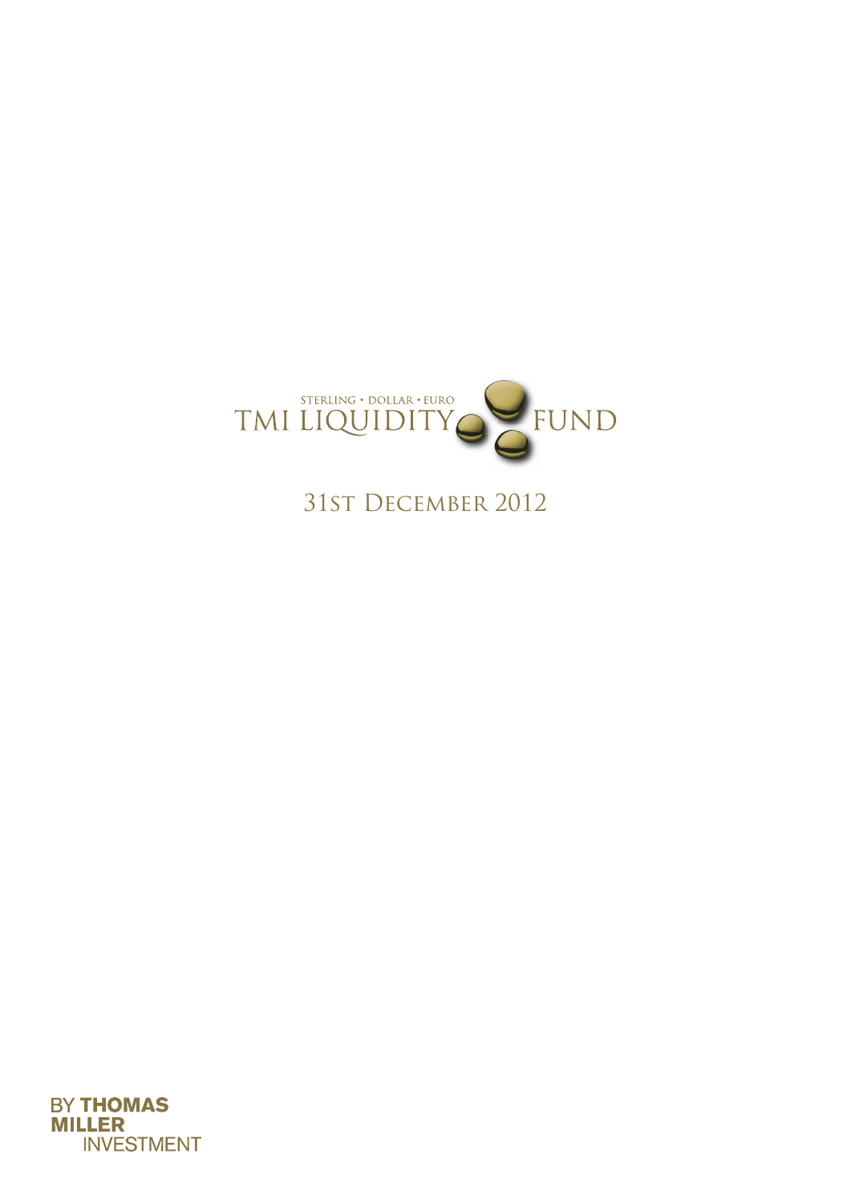STERLING • DOLLAR • EURO

# TMI LIQUIDITY FUND

## 31st December 2012

BY **THOMAS MILLER** INVESTMENT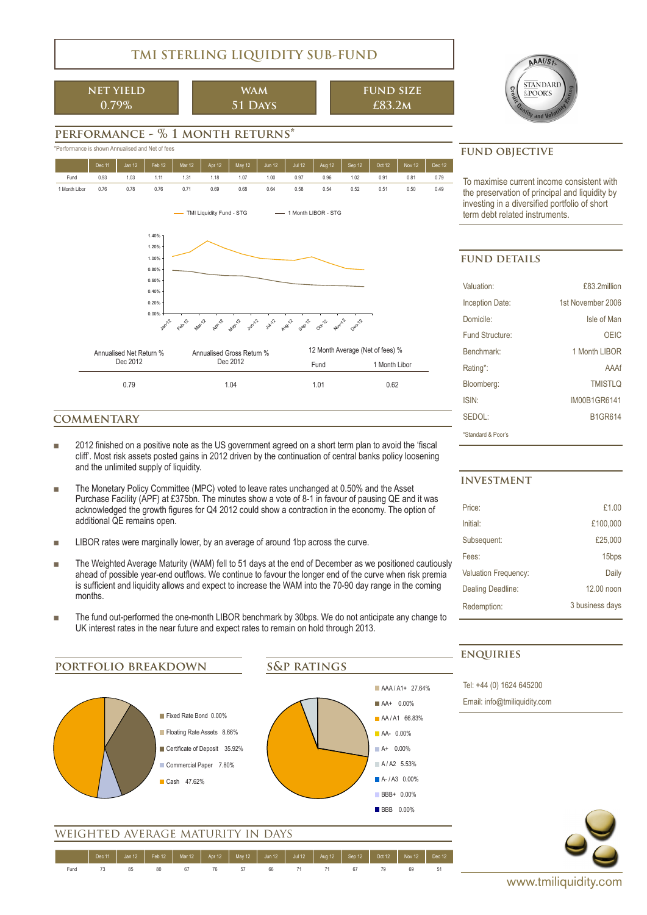# TMI STERLING LIQUIDITY SUB-FUND

| NET YIELD | WAM | FUND SIZE |
|---|---|---|
| 0.79% | 51 Days | £83.2m |

## PERFORMANCE - % 1 MONTH RETURNS*

*Performance is shown Annualised and Net of fees

| | Dec 11 | Jan 12 | Feb 12 | Mar 12 | Apr 12 | May 12 | Jun 12 | Jul 12 | Aug 12 | Sep 12 | Oct 12 | Nov 12 | Dec 12 |
|---|---|---|---|---|---|---|---|---|---|---|---|---|---|
| Fund | 0.93 | 1.03 | 1.11 | 1.31 | 1.18 | 1.07 | 1.00 | 0.97 | 0.96 | 1.02 | 0.91 | 0.81 | 0.79 |
| 1 Month Libor | 0.76 | 0.78 | 0.76 | 0.71 | 0.69 | 0.68 | 0.64 | 0.58 | 0.54 | 0.52 | 0.51 | 0.50 | 0.49 |

| Annualised Net Return % Dec 2012 | Annualised Gross Return % Dec 2012 | 12 Month Average (Net of fees) % Fund | 12 Month Average (Net of fees) % 1 Month Libor |
|---|---|---|---|
| 0.79 | 1.04 | 1.01 | 0.62 |

## FUND OBJECTIVE

To maximise current income consistent with the preservation of principal and liquidity by investing in a diversified portfolio of short term debt related instruments.

## FUND DETAILS

| | |
|---|---|
| Valuation: | £83.2million |
| Inception Date: | 1st November 2006 |
| Domicile: | Isle of Man |
| Fund Structure: | OEIC |
| Benchmark: | 1 Month LIBOR |
| Rating*: | AAAf |
| Bloomberg: | TMISTLQ |
| ISIN: | IM00B1GR6141 |
| SEDOL: | B1GR614 |

*Standard & Poor's

## COMMENTARY

- 2012 finished on a positive note as the US government agreed on a short term plan to avoid the 'fiscal cliff'. Most risk assets posted gains in 2012 driven by the continuation of central banks policy loosening and the unlimited supply of liquidity.
- The Monetary Policy Committee (MPC) voted to leave rates unchanged at 0.50% and the Asset Purchase Facility (APF) at £375bn. The minutes show a vote of 8-1 in favour of pausing QE and it was acknowledged the growth figures for Q4 2012 could show a contraction in the economy. The option of additional QE remains open.
- LIBOR rates were marginally lower, by an average of around 1bp across the curve.
- The Weighted Average Maturity (WAM) fell to 51 days at the end of December as we positioned cautiously ahead of possible year-end outflows. We continue to favour the longer end of the curve when risk premia is sufficient and liquidity allows and expect to increase the WAM into the 70-90 day range in the coming months.
- The fund out-performed the one-month LIBOR benchmark by 30bps. We do not anticipate any change to UK interest rates in the near future and expect rates to remain on hold through 2013.

## INVESTMENT

| | |
|---|---|
| Price: | £1.00 |
| Initial: | £100,000 |
| Subsequent: | £25,000 |
| Fees: | 15bps |
| Valuation Frequency: | Daily |
| Dealing Deadline: | 12.00 noon |
| Redemption: | 3 business days |

## ENQUIRIES

Tel: +44 (0) 1624 645200

Email: info@tmiliquidity.com

## PORTFOLIO BREAKDOWN

- Fixed Rate Bond 0.00%
- Floating Rate Assets 8.66%
- Certificate of Deposit 35.92%
- Commercial Paper 7.80%
- Cash 47.62%

## S&P RATINGS

- AAA / A1+ 27.64%
- AA+ 0.00%
- AA / A1 66.83%
- AA- 0.00%
- A+ 0.00%
- A / A2 5.53%
- A- / A3 0.00%
- BBB+ 0.00%
- BBB 0.00%

## WEIGHTED AVERAGE MATURITY IN DAYS

| | Dec 11 | Jan 12 | Feb 12 | Mar 12 | Apr 12 | May 12 | Jun 12 | Jul 12 | Aug 12 | Sep 12 | Oct 12 | Nov 12 | Dec 12 |
|---|---|---|---|---|---|---|---|---|---|---|---|---|---|
| Fund | 73 | 85 | 80 | 67 | 76 | 57 | 66 | 71 | 71 | 67 | 79 | 69 | 51 |

www.tmiliquidity.com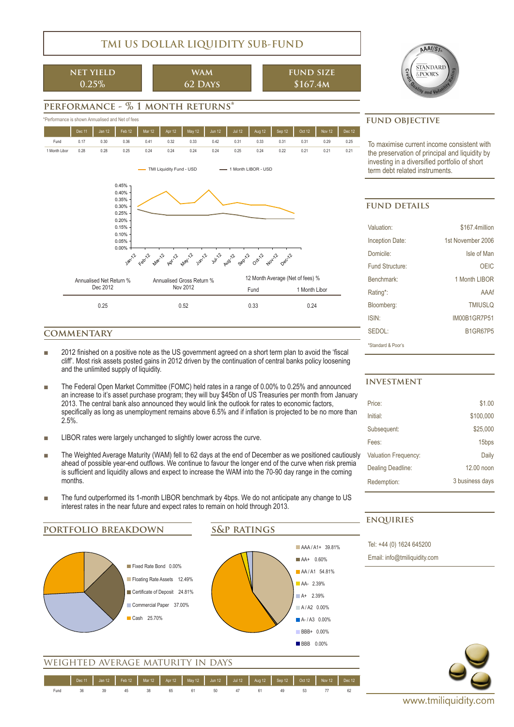# TMI US DOLLAR LIQUIDITY SUB-FUND

| NET YIELD | WAM | FUND SIZE |
|---|---|---|
| 0.25% | 62 Days | $167.4M |

## PERFORMANCE - % 1 MONTH RETURNS*

*Performance is shown Annualised and Net of fees

| | Dec 11 | Jan 12 | Feb 12 | Mar 12 | Apr 12 | May 12 | Jun 12 | Jul 12 | Aug 12 | Sep 12 | Oct 12 | Nov 12 | Dec 12 |
|---|---|---|---|---|---|---|---|---|---|---|---|---|---|
| Fund | 0.17 | 0.30 | 0.36 | 0.41 | 0.32 | 0.33 | 0.42 | 0.31 | 0.33 | 0.31 | 0.31 | 0.29 | 0.25 |
| 1 Month Libor | 0.28 | 0.28 | 0.25 | 0.24 | 0.24 | 0.24 | 0.24 | 0.25 | 0.24 | 0.22 | 0.21 | 0.21 | 0.21 |

| Annualised Net Return % Dec 2012 | Annualised Gross Return % Nov 2012 | 12 Month Average (Net of fees) % | |
|---|---|---|---|
| | | Fund | 1 Month Libor |
| 0.25 | 0.52 | 0.33 | 0.24 |

## COMMENTARY

- 2012 finished on a positive note as the US government agreed on a short term plan to avoid the 'fiscal cliff'. Most risk assets posted gains in 2012 driven by the continuation of central banks policy loosening and the unlimited supply of liquidity.
- The Federal Open Market Committee (FOMC) held rates in a range of 0.00% to 0.25% and announced an increase to it's asset purchase program; they will buy $45bn of US Treasuries per month from January 2013. The central bank also announced they would link the outlook for rates to economic factors, specifically as long as unemployment remains above 6.5% and if inflation is projected to be no more than 2.5%.
- LIBOR rates were largely unchanged to slightly lower across the curve.
- The Weighted Average Maturity (WAM) fell to 62 days at the end of December as we positioned cautiously ahead of possible year-end outflows. We continue to favour the longer end of the curve when risk premia is sufficient and liquidity allows and expect to increase the WAM into the 70-90 day range in the coming months.
- The fund outperformed its 1-month LIBOR benchmark by 4bps. We do not anticipate any change to US interest rates in the near future and expect rates to remain on hold through 2013.

## PORTFOLIO BREAKDOWN

- Fixed Rate Bond 0.00%
- Floating Rate Assets 12.49%
- Certificate of Deposit 24.81%
- Commercial Paper 37.00%
- Cash 25.70%

## S&P RATINGS

- AAA / A1+ 39.81%
- AA+ 0.60%
- AA / A1 54.81%
- AA- 2.39%
- A+ 2.39%
- A / A2 0.00%
- A- / A3 0.00%
- BBB+ 0.00%
- BBB 0.00%

## WEIGHTED AVERAGE MATURITY IN DAYS

| | Dec 11 | Jan 12 | Feb 12 | Mar 12 | Apr 12 | May 12 | Jun 12 | Jul 12 | Aug 12 | Sep 12 | Oct 12 | Nov 12 | Dec 12 |
|---|---|---|---|---|---|---|---|---|---|---|---|---|---|
| Fund | 36 | 39 | 45 | 38 | 65 | 61 | 50 | 47 | 61 | 49 | 53 | 77 | 62 |

## FUND OBJECTIVE

To maximise current income consistent with the preservation of principal and liquidity by investing in a diversified portfolio of short term debt related instruments.

## FUND DETAILS

| | |
|---|---|
| Valuation: | $167.4million |
| Inception Date: | 1st November 2006 |
| Domicile: | Isle of Man |
| Fund Structure: | OEIC |
| Benchmark: | 1 Month LIBOR |
| Rating*: | AAAf |
| Bloomberg: | TMIUSLQ |
| ISIN: | IM00B1GR7P51 |
| SEDOL: | B1GR67P5 |

*Standard & Poor's

## INVESTMENT

| | |
|---|---|
| Price: | $1.00 |
| Initial: | $100,000 |
| Subsequent: | $25,000 |
| Fees: | 15bps |
| Valuation Frequency: | Daily |
| Dealing Deadline: | 12.00 noon |
| Redemption: | 3 business days |

## ENQUIRIES

Tel: +44 (0) 1624 645200

Email: info@tmiliquidity.com

www.tmiliquidity.com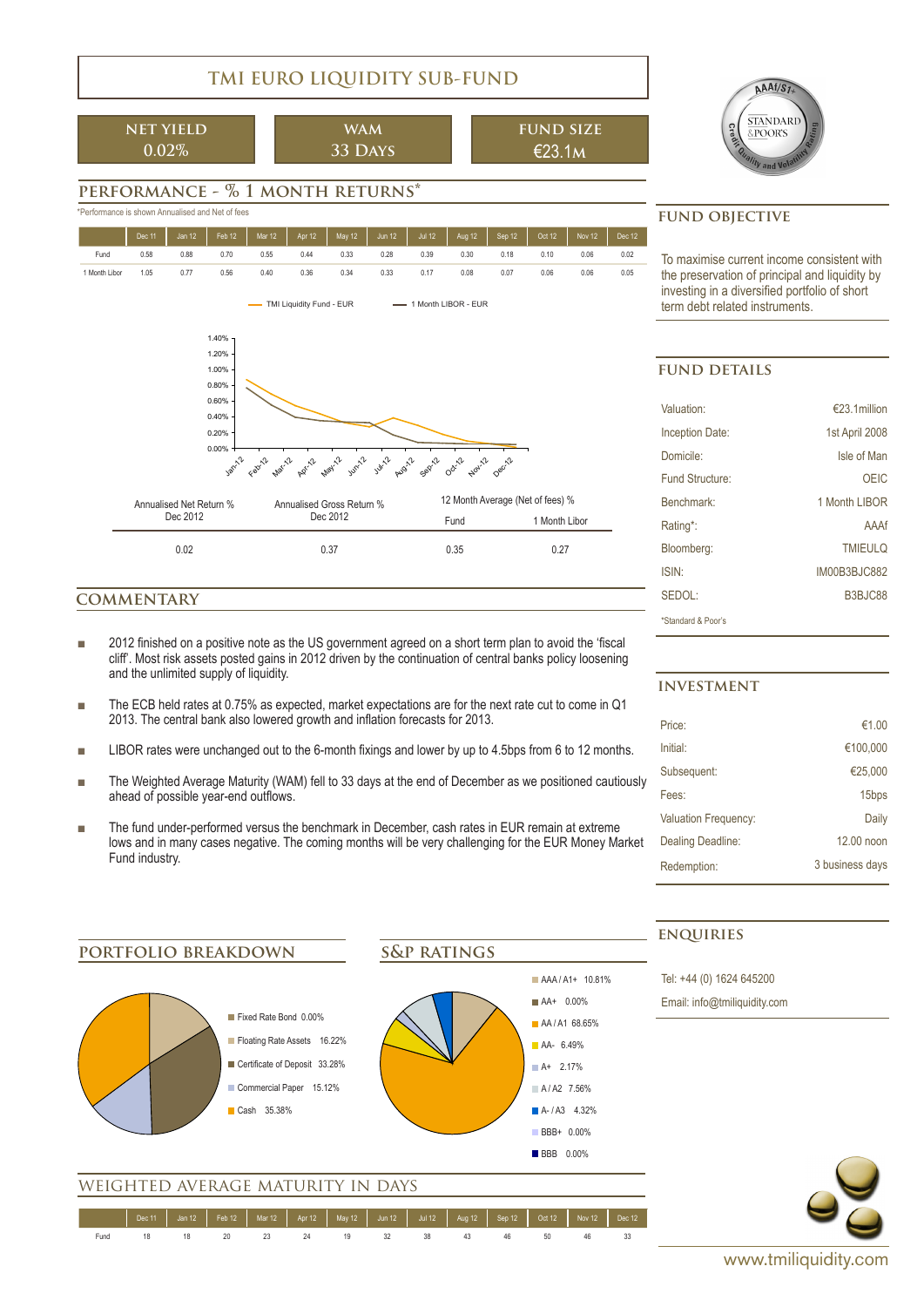# TMI EURO LIQUIDITY SUB-FUND

| NET YIELD | WAM | FUND SIZE |
|---|---|---|
| 0.02% | 33 Days | €23.1m |

## PERFORMANCE - % 1 MONTH RETURNS*

*Performance is shown Annualised and Net of fees

| | Dec 11 | Jan 12 | Feb 12 | Mar 12 | Apr 12 | May 12 | Jun 12 | Jul 12 | Aug 12 | Sep 12 | Oct 12 | Nov 12 | Dec 12 |
|---|---|---|---|---|---|---|---|---|---|---|---|---|---|
| Fund | 0.58 | 0.88 | 0.70 | 0.55 | 0.44 | 0.33 | 0.28 | 0.39 | 0.30 | 0.18 | 0.10 | 0.06 | 0.02 |
| 1 Month Libor | 1.05 | 0.77 | 0.56 | 0.40 | 0.36 | 0.34 | 0.33 | 0.17 | 0.08 | 0.07 | 0.06 | 0.06 | 0.05 |

| Annualised Net Return % Dec 2012 | Annualised Gross Return % Dec 2012 | 12 Month Average (Net of fees) % Fund | 12 Month Average (Net of fees) % 1 Month Libor |
|---|---|---|---|
| 0.02 | 0.37 | 0.35 | 0.27 |

## COMMENTARY

- 2012 finished on a positive note as the US government agreed on a short term plan to avoid the 'fiscal cliff'. Most risk assets posted gains in 2012 driven by the continuation of central banks policy loosening and the unlimited supply of liquidity.
- The ECB held rates at 0.75% as expected, market expectations are for the next rate cut to come in Q1 2013. The central bank also lowered growth and inflation forecasts for 2013.
- LIBOR rates were unchanged out to the 6-month fixings and lower by up to 4.5bps from 6 to 12 months.
- The Weighted Average Maturity (WAM) fell to 33 days at the end of December as we positioned cautiously ahead of possible year-end outflows.
- The fund under-performed versus the benchmark in December, cash rates in EUR remain at extreme lows and in many cases negative. The coming months will be very challenging for the EUR Money Market Fund industry.

## FUND OBJECTIVE

To maximise current income consistent with the preservation of principal and liquidity by investing in a diversified portfolio of short term debt related instruments.

## FUND DETAILS

| | |
|---|---|
| Valuation: | €23.1million |
| Inception Date: | 1st April 2008 |
| Domicile: | Isle of Man |
| Fund Structure: | OEIC |
| Benchmark: | 1 Month LIBOR |
| Rating*: | AAAf |
| Bloomberg: | TMIEULQ |
| ISIN: | IM00B3BJC882 |
| SEDOL: | B3BJC88 |

*Standard & Poor's

## INVESTMENT

| | |
|---|---|
| Price: | €1.00 |
| Initial: | €100,000 |
| Subsequent: | €25,000 |
| Fees: | 15bps |
| Valuation Frequency: | Daily |
| Dealing Deadline: | 12.00 noon |
| Redemption: | 3 business days |

## ENQUIRIES

Tel: +44 (0) 1624 645200

Email: info@tmiliquidity.com

## PORTFOLIO BREAKDOWN

- Fixed Rate Bond 0.00%
- Floating Rate Assets 16.22%
- Certificate of Deposit 33.28%
- Commercial Paper 15.12%
- Cash 35.38%

## S&P RATINGS

- AAA / A1+ 10.81%
- AA+ 0.00%
- AA / A1 68.65%
- AA- 6.49%
- A+ 2.17%
- A / A2 7.56%
- A- / A3 4.32%
- BBB+ 0.00%
- BBB 0.00%

## WEIGHTED AVERAGE MATURITY IN DAYS

| | Dec 11 | Jan 12 | Feb 12 | Mar 12 | Apr 12 | May 12 | Jun 12 | Jul 12 | Aug 12 | Sep 12 | Oct 12 | Nov 12 | Dec 12 |
|---|---|---|---|---|---|---|---|---|---|---|---|---|---|
| Fund | 18 | 18 | 20 | 23 | 24 | 19 | 32 | 38 | 43 | 46 | 50 | 46 | 33 |

www.tmiliquidity.com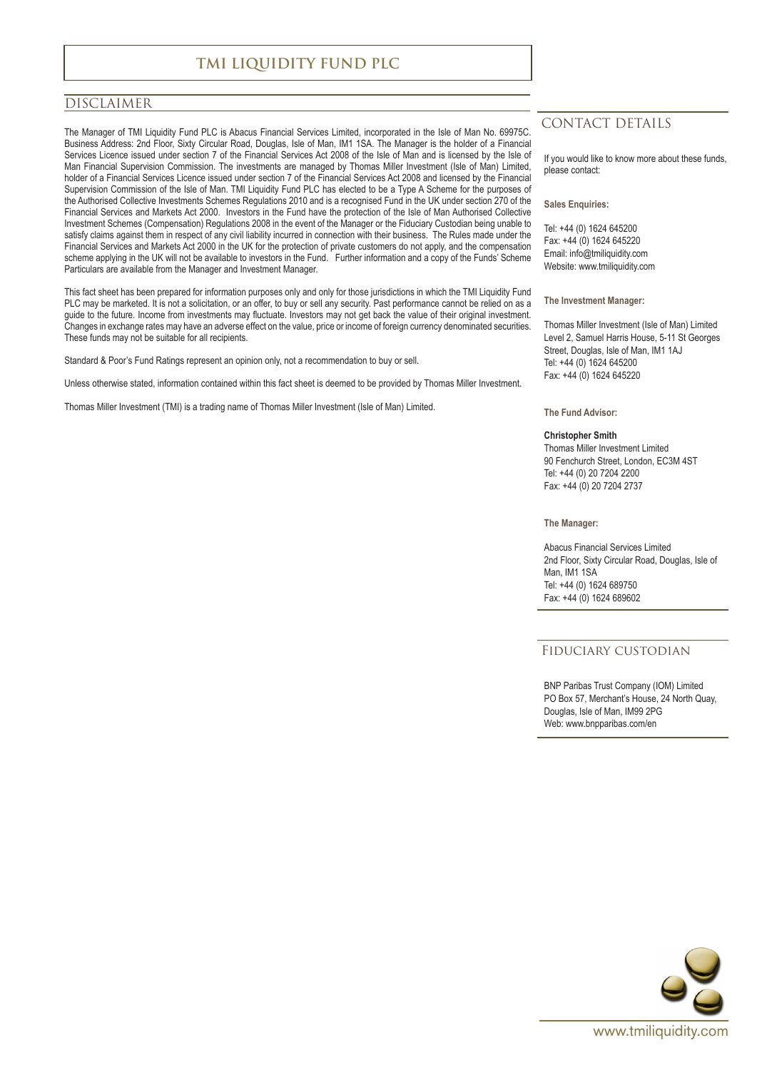# TMI LIQUIDITY FUND PLC

## DISCLAIMER

The Manager of TMI Liquidity Fund PLC is Abacus Financial Services Limited, incorporated in the Isle of Man No. 69975C. Business Address: 2nd Floor, Sixty Circular Road, Douglas, Isle of Man, IM1 1SA. The Manager is the holder of a Financial Services Licence issued under section 7 of the Financial Services Act 2008 of the Isle of Man and is licensed by the Isle of Man Financial Supervision Commission. The investments are managed by Thomas Miller Investment (Isle of Man) Limited, holder of a Financial Services Licence issued under section 7 of the Financial Services Act 2008 and licensed by the Financial Supervision Commission of the Isle of Man. TMI Liquidity Fund PLC has elected to be a Type A Scheme for the purposes of the Authorised Collective Investments Schemes Regulations 2010 and is a recognised Fund in the UK under section 270 of the Financial Services and Markets Act 2000. Investors in the Fund have the protection of the Isle of Man Authorised Collective Investment Schemes (Compensation) Regulations 2008 in the event of the Manager or the Fiduciary Custodian being unable to satisfy claims against them in respect of any civil liability incurred in connection with their business. The Rules made under the Financial Services and Markets Act 2000 in the UK for the protection of private customers do not apply, and the compensation scheme applying in the UK will not be available to investors in the Fund. Further information and a copy of the Funds' Scheme Particulars are available from the Manager and Investment Manager.

This fact sheet has been prepared for information purposes only and only for those jurisdictions in which the TMI Liquidity Fund PLC may be marketed. It is not a solicitation, or an offer, to buy or sell any security. Past performance cannot be relied on as a guide to the future. Income from investments may fluctuate. Investors may not get back the value of their original investment. Changes in exchange rates may have an adverse effect on the value, price or income of foreign currency denominated securities. These funds may not be suitable for all recipients.

Standard & Poor's Fund Ratings represent an opinion only, not a recommendation to buy or sell.

Unless otherwise stated, information contained within this fact sheet is deemed to be provided by Thomas Miller Investment.

Thomas Miller Investment (TMI) is a trading name of Thomas Miller Investment (Isle of Man) Limited.

## CONTACT DETAILS

If you would like to know more about these funds, please contact:

**Sales Enquiries:**

Tel: +44 (0) 1624 645200
Fax: +44 (0) 1624 645220
Email: info@tmiliquidity.com
Website: www.tmiliquidity.com

**The Investment Manager:**

Thomas Miller Investment (Isle of Man) Limited
Level 2, Samuel Harris House, 5-11 St Georges Street, Douglas, Isle of Man, IM1 1AJ
Tel: +44 (0) 1624 645200
Fax: +44 (0) 1624 645220

**The Fund Advisor:**

**Christopher Smith**
Thomas Miller Investment Limited
90 Fenchurch Street, London, EC3M 4ST
Tel: +44 (0) 20 7204 2200
Fax: +44 (0) 20 7204 2737

**The Manager:**

Abacus Financial Services Limited
2nd Floor, Sixty Circular Road, Douglas, Isle of Man, IM1 1SA
Tel: +44 (0) 1624 689750
Fax: +44 (0) 1624 689602

## FIDUCIARY CUSTODIAN

BNP Paribas Trust Company (IOM) Limited
PO Box 57, Merchant's House, 24 North Quay, Douglas, Isle of Man, IM99 2PG
Web: www.bnpparibas.com/en

www.tmiliquidity.com